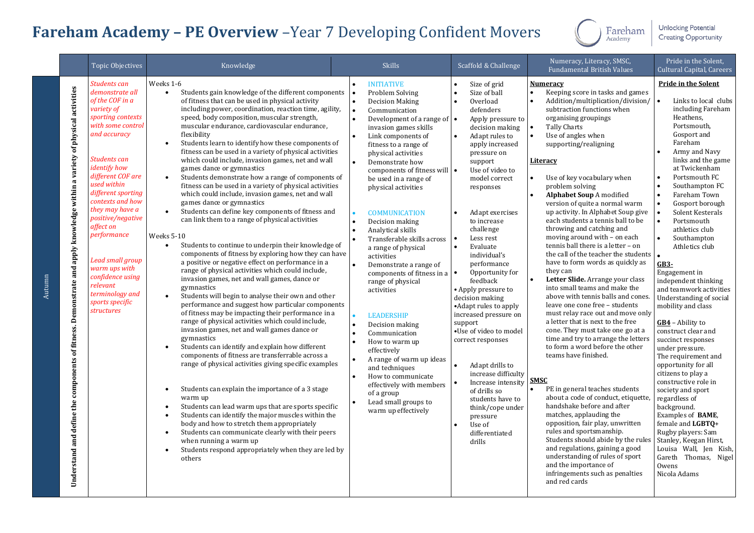# Fareham Academy – PE Overview –Year 7 Developing Confident Movers

Fareham Academy | Unlocking Potential Creating Opportunity

| | | Topic Objectives | Knowledge | Skills | Scaffold & Challenge | Numeracy, Literacy, SMSC, Fundamental British Values | Pride in the Solent, Cultural Capital, Careers |
|---|---|---|---|---|---|---|---|
| Autumn | Understand and define the components of fitness. Demonstrate and apply knowledge within a variety of physical activities | *Students can demonstrate all of the COF in a variety of sporting contexts with some control and accuracy*<br><br>*Students can identify how different COF are used within different sporting contexts and how they may have a positive/negative affect on performance*<br><br>*Lead small group warm ups with confidence using relevant terminology and sports specific structures* | Weeks 1-6<br>• Students gain knowledge of the different components of fitness that can be used in physical activity including power, coordination, reaction time, agility, speed, body composition, muscular strength, muscular endurance, cardiovascular endurance, flexibility<br>• Students learn to identify how these components of fitness can be used in a variety of physical activities which could include, invasion games, net and wall games dance or gymnastics<br>• Students demonstrate how a range of components of fitness can be used in a variety of physical activities which could include, invasion games, net and wall games dance or gymnastics<br>• Students can define key components of fitness and can link them to a range of physical activities<br><br>Weeks 5-10<br>• Students to continue to underpin their knowledge of components of fitness by exploring how they can have a positive or negative effect on performance in a range of physical activities which could include, invasion games, net and wall games, dance or gymnastics<br>• Students will begin to analyse their own and other performance and suggest how particular components of fitness may be impacting their performance in a range of physical activities which could include, invasion games, net and wall games dance or gymnastics<br>• Students can identify and explain how different components of fitness are transferrable across a range of physical activities giving specific examples<br><br>• Students can explain the importance of a 3 stage warm up<br>• Students can lead warm ups that are sports specific<br>• Students can identify the major muscles within the body and how to stretch them appropriately<br>• Students can communicate clearly with their peers when running a warm up<br>• Students respond appropriately when they are led by others | • INITIATIVE<br>• Problem Solving<br>• Decision Making<br>• Communication<br>• Development of a range of invasion games skills<br>• Link components of fitness to a range of physical activities<br>• Demonstrate how components of fitness will be used in a range of physical activities<br><br>• COMMUNICATION<br>• Decision making<br>• Analytical skills<br>• Transferable skills across a range of physical activities<br>• Demonstrate a range of components of fitness in a range of physical activities<br><br>• LEADERSHIP<br>• Decision making<br>• Communication<br>• How to warm up effectively<br>• A range of warm up ideas and techniques<br>• How to communicate effectively with members of a group<br>• Lead small groups to warm up effectively | • Size of grid<br>• Size of ball<br>• Overload defenders<br>• Apply pressure to decision making<br>• Adapt rules to apply increased pressure on support<br>• Use of video to model correct responses<br><br>• Adapt exercises to increase challenge<br>• Less rest<br>• Evaluate individual's performance<br>• Opportunity for feedback<br>• Apply pressure to decision making<br>•Adapt rules to apply increased pressure on support<br>•Use of video to model correct responses<br><br>• Adapt drills to increase difficulty<br>• Increase intensity of drills so students have to think/cope under pressure<br>• Use of differentiated drills | **Numeracy**<br>• Keeping score in tasks and games<br>• Addition/multiplication/division/ subtraction functions when organising groupings<br>• Tally Charts<br>• Use of angles when supporting/realigning<br><br>**Literacy**<br>• Use of key vocabulary when problem solving<br>• **Alphabet Soup** A modified version of quite a normal warm up activity. In Alphabet Soup give each students a tennis ball to be throwing and catching and moving around with – on each tennis ball there is a letter – on the call of the teacher the students have to form words as quickly as they can<br>• **Letter Slide.** Arrange your class into small teams and make the above with tennis balls and cones. leave one cone free – students must relay race out and move only a letter that is next to the free cone. They must take one go at a time and try to arrange the letters to form a word before the other teams have finished.<br><br>**SMSC**<br>• PE in general teaches students about a code of conduct, etiquette, handshake before and after matches, applauding the opposition, fair play, unwritten rules and sportsmanship. Students should abide by the rules and regulations, gaining a good understanding of rules of sport and the importance of infringements such as penalties and red cards | **Pride in the Solent**<br>• Links to local clubs including Fareham Heathens, Portsmouth, Gosport and Fareham<br>• Army and Navy links and the game at Twickenham<br>• Portsmouth FC<br>• Southampton FC<br>• Fareham Town<br>• Gosport borough<br>• Solent Kesterals<br>• Portsmouth athletics club<br>• Southampton Athletics club<br><br>**GB3-**<br>Engagement in independent thinking and teamwork activities Understanding of social mobility and class<br><br>**GB4** – Ability to construct clear and succinct responses under pressure.<br>The requirement and opportunity for all citizens to play a constructive role in society and sport regardless of background.<br>Examples of **BAME**, female and **LGBTQ+** Rugby players: Sam Stanley, Keegan Hirst, Louisa Wall, Jen Kish, Gareth Thomas, Nigel Owens<br>Nicola Adams |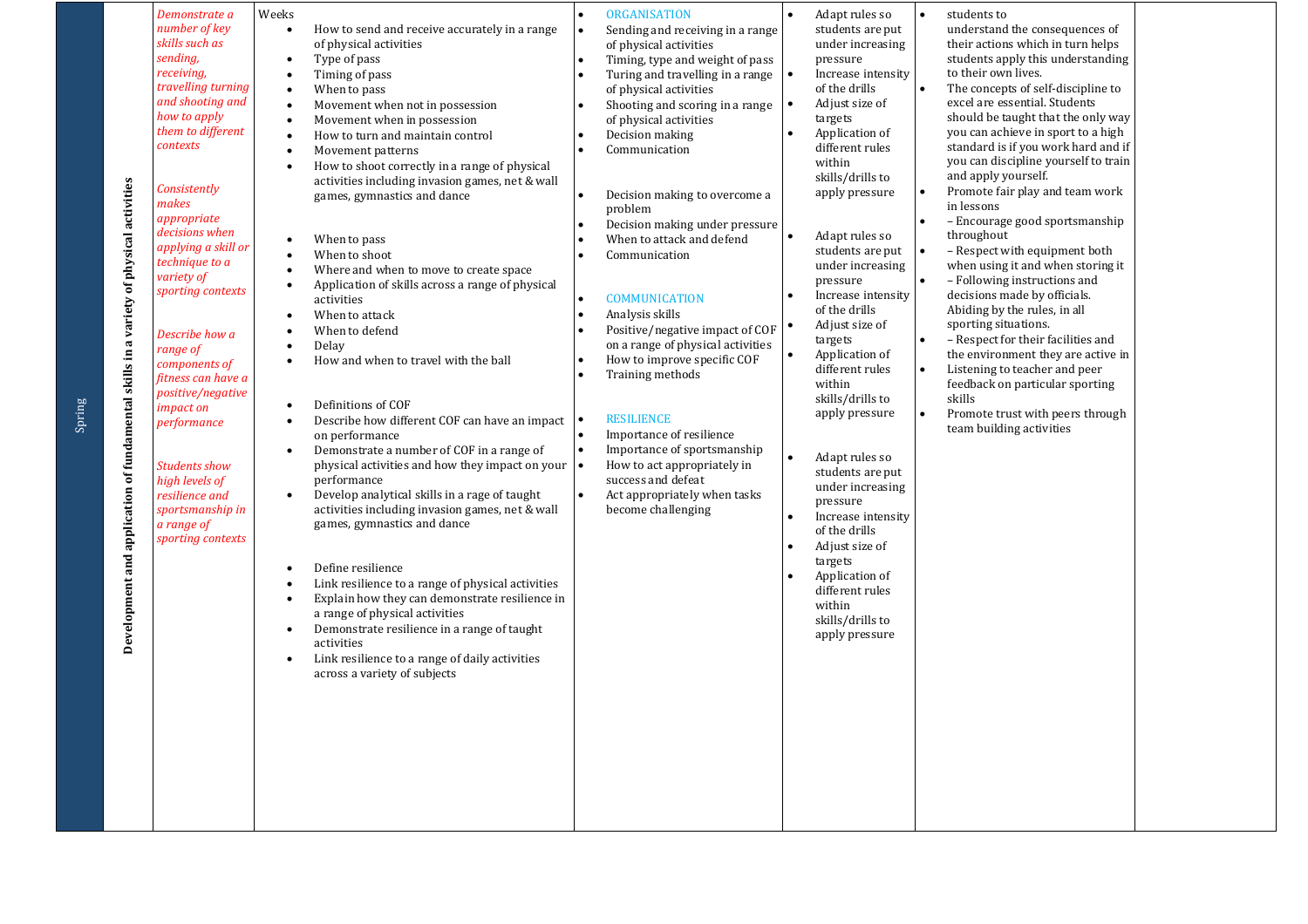| Spring | Development and application of fundamental skills in a variety of physical activities | *Demonstrate a number of key skills such as sending, receiving, travelling turning and shooting and how to apply them to different contexts*<br><br>*Consistently makes appropriate decisions when applying a skill or technique to a variety of sporting contexts*<br><br>*Describe how a range of components of fitness can have a positive/negative impact on performance*<br><br>*Students show high levels of resilience and sportsmanship in a range of sporting contexts* | Weeks<br>• How to send and receive accurately in a range of physical activities<br>• Type of pass<br>• Timing of pass<br>• When to pass<br>• Movement when not in possession<br>• Movement when in possession<br>• How to turn and maintain control<br>• Movement patterns<br>• How to shoot correctly in a range of physical activities including invasion games, net & wall games, gymnastics and dance<br><br>• When to pass<br>• When to shoot<br>• Where and when to move to create space<br>• Application of skills across a range of physical activities<br>• When to attack<br>• When to defend<br>• Delay<br>• How and when to travel with the ball<br><br>• Definitions of COF<br>• Describe how different COF can have an impact on performance<br>• Demonstrate a number of COF in a range of physical activities and how they impact on your performance<br>• Develop analytical skills in a rage of taught activities including invasion games, net & wall games, gymnastics and dance<br><br>• Define resilience<br>• Link resilience to a range of physical activities<br>• Explain how they can demonstrate resilience in a range of physical activities<br>• Demonstrate resilience in a range of taught activities<br>• Link resilience to a range of daily activities across a variety of subjects | • ORGANISATION<br>• Sending and receiving in a range of physical activities<br>• Timing, type and weight of pass<br>• Turing and travelling in a range of physical activities<br>• Shooting and scoring in a range of physical activities<br>• Decision making<br>• Communication<br><br>• Decision making to overcome a problem<br>• Decision making under pressure<br>• When to attack and defend<br>• Communication<br><br>• COMMUNICATION<br>• Analysis skills<br>• Positive/negative impact of COF on a range of physical activities<br>• How to improve specific COF<br>• Training methods<br><br>• RESILIENCE<br>• Importance of resilience<br>• Importance of sportsmanship<br>• How to act appropriately in success and defeat<br>• Act appropriately when tasks become challenging | • Adapt rules so students are put under increasing pressure<br>• Increase intensity of the drills<br>• Adjust size of targets<br>• Application of different rules within skills/drills to apply pressure<br><br>• Adapt rules so students are put under increasing pressure<br>• Increase intensity of the drills<br>• Adjust size of targets<br>• Application of different rules within skills/drills to apply pressure<br><br>• Adapt rules so students are put under increasing pressure<br>• Increase intensity of the drills<br>• Adjust size of targets<br>• Application of different rules within skills/drills to apply pressure | • students to understand the consequences of their actions which in turn helps students apply this understanding to their own lives.<br>• The concepts of self-discipline to excel are essential. Students should be taught that the only way you can achieve in sport to a high standard is if you work hard and if you can discipline yourself to train and apply yourself.<br>• Promote fair play and team work in lessons<br>• – Encourage good sportsmanship throughout<br>• – Respect with equipment both when using it and when storing it<br>• – Following instructions and decisions made by officials. Abiding by the rules, in all sporting situations.<br>• – Respect for their facilities and the environment they are active in<br>• Listening to teacher and peer feedback on particular sporting skills<br>• Promote trust with peers through team building activities | |
|---|---|---|---|---|---|---|---|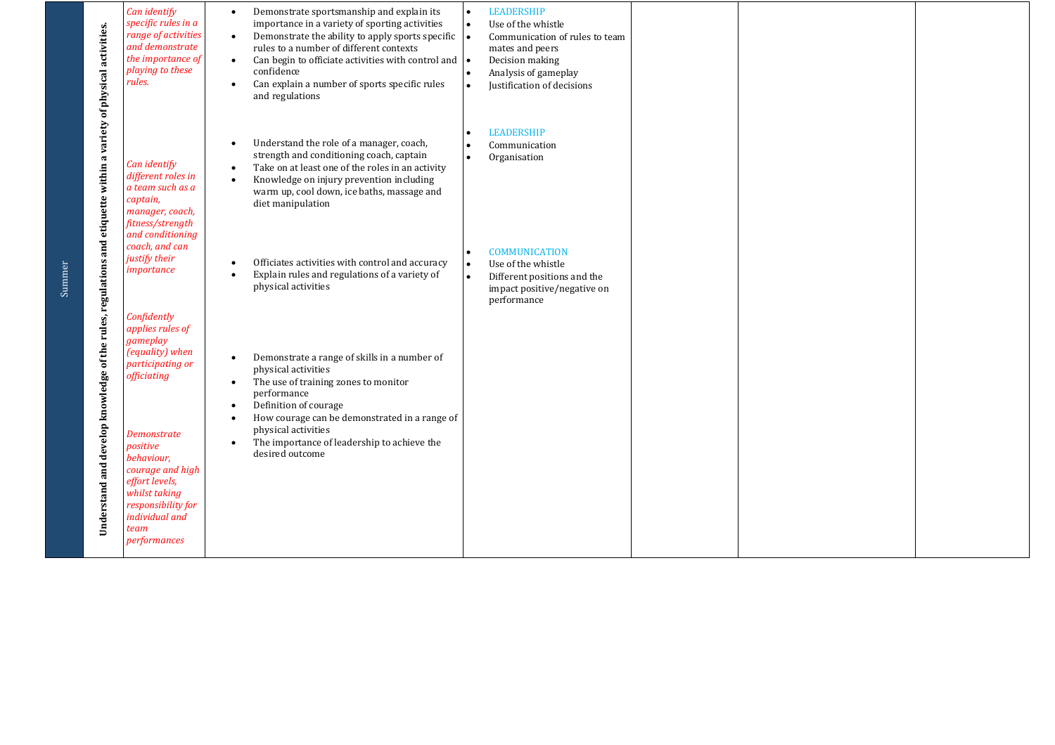| | | | | | | | |
|---|---|---|---|---|---|---|---|
| Summer | Understand and develop knowledge of the rules, regulations and etiquette within a variety of physical activities. | *Can identify specific rules in a range of activities and demonstrate the importance of playing to these rules.* | • Demonstrate sportsmanship and explain its importance in a variety of sporting activities<br>• Demonstrate the ability to apply sports specific rules to a number of different contexts<br>• Can begin to officiate activities with control and confidence<br>• Can explain a number of sports specific rules and regulations | • LEADERSHIP<br>• Use of the whistle<br>• Communication of rules to team mates and peers<br>• Decision making<br>• Analysis of gameplay<br>• Justification of decisions | | | |
| | | *Can identify different roles in a team such as a captain, manager, coach, fitness/strength and conditioning coach, and can justify their importance* | • Understand the role of a manager, coach, strength and conditioning coach, captain<br>• Take on at least one of the roles in an activity<br>• Knowledge on injury prevention including warm up, cool down, ice baths, massage and diet manipulation | • LEADERSHIP<br>• Communication<br>• Organisation | | | |
| | | *Confidently applies rules of gameplay (equality) when participating or officiating* | • Officiates activities with control and accuracy<br>• Explain rules and regulations of a variety of physical activities | • COMMUNICATION<br>• Use of the whistle<br>• Different positions and the impact positive/negative on performance | | | |
| | | *Demonstrate positive behaviour, courage and high effort levels, whilst taking responsibility for individual and team performances* | • Demonstrate a range of skills in a number of physical activities<br>• The use of training zones to monitor performance<br>• Definition of courage<br>• How courage can be demonstrated in a range of physical activities<br>• The importance of leadership to achieve the desired outcome | | | | |